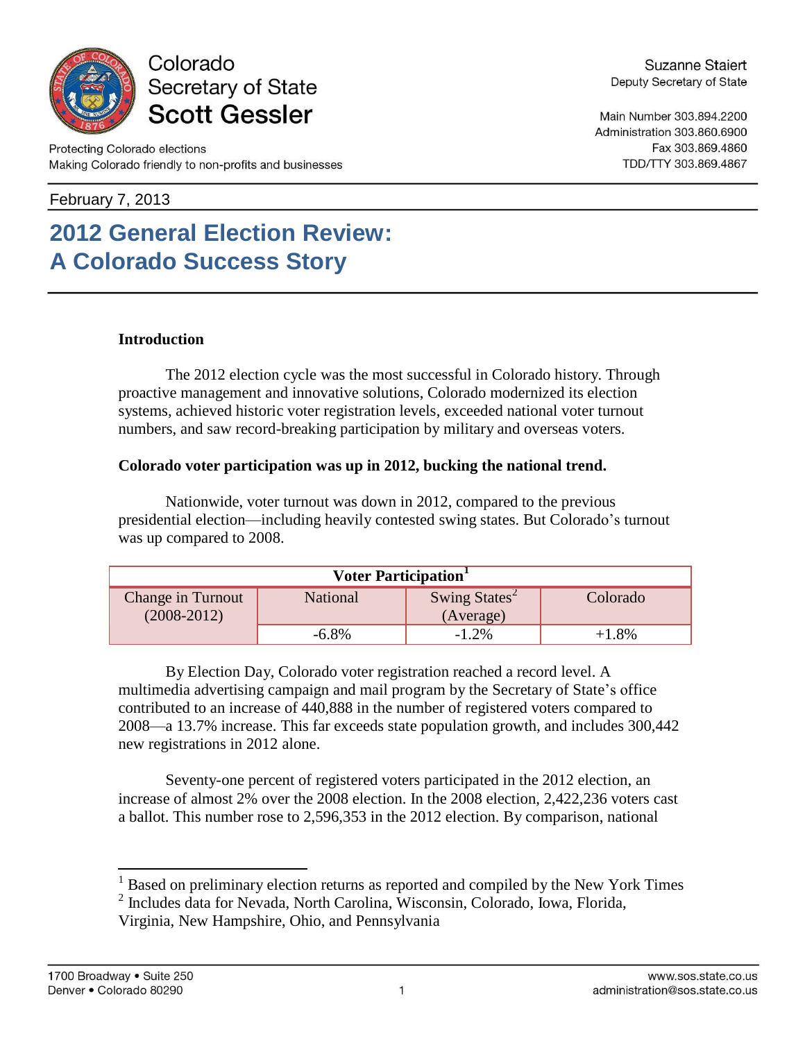Colorado
Secretary of State
**Scott Gessler**

Protecting Colorado elections
Making Colorado friendly to non-profits and businesses

Suzanne Staiert
Deputy Secretary of State

Main Number 303.894.2200
Administration 303.860.6900
Fax 303.869.4860
TDD/TTY 303.869.4867

February 7, 2013

# 2012 General Election Review: A Colorado Success Story

**Introduction**

The 2012 election cycle was the most successful in Colorado history. Through proactive management and innovative solutions, Colorado modernized its election systems, achieved historic voter registration levels, exceeded national voter turnout numbers, and saw record-breaking participation by military and overseas voters.

**Colorado voter participation was up in 2012, bucking the national trend.**

Nationwide, voter turnout was down in 2012, compared to the previous presidential election—including heavily contested swing states. But Colorado's turnout was up compared to 2008.

| Voter Participation[1] | | | |
|---|---|---|---|
| Change in Turnout (2008-2012) | National | Swing States[2] (Average) | Colorado |
| | -6.8% | -1.2% | +1.8% |

By Election Day, Colorado voter registration reached a record level. A multimedia advertising campaign and mail program by the Secretary of State's office contributed to an increase of 440,888 in the number of registered voters compared to 2008—a 13.7% increase. This far exceeds state population growth, and includes 300,442 new registrations in 2012 alone.

Seventy-one percent of registered voters participated in the 2012 election, an increase of almost 2% over the 2008 election. In the 2008 election, 2,422,236 voters cast a ballot. This number rose to 2,596,353 in the 2012 election. By comparison, national

[1] Based on preliminary election returns as reported and compiled by the New York Times
[2] Includes data for Nevada, North Carolina, Wisconsin, Colorado, Iowa, Florida, Virginia, New Hampshire, Ohio, and Pennsylvania

1700 Broadway • Suite 250
Denver • Colorado 80290

www.sos.state.co.us
administration@sos.state.co.us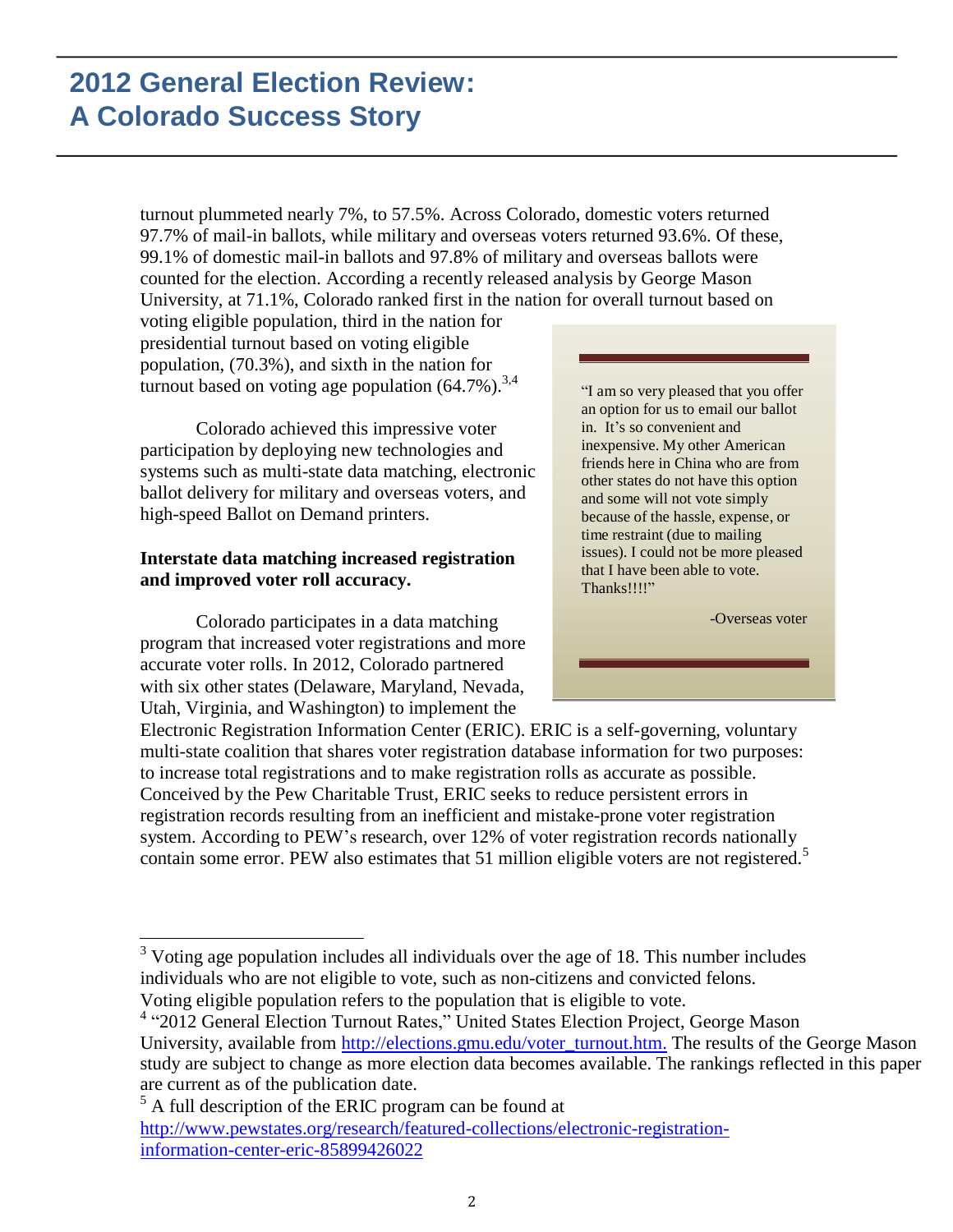turnout plummeted nearly 7%, to 57.5%. Across Colorado, domestic voters returned 97.7% of mail-in ballots, while military and overseas voters returned 93.6%. Of these, 99.1% of domestic mail-in ballots and 97.8% of military and overseas ballots were counted for the election. According a recently released analysis by George Mason University, at 71.1%, Colorado ranked first in the nation for overall turnout based on voting eligible population, third in the nation for presidential turnout based on voting eligible population, (70.3%), and sixth in the nation for turnout based on voting age population (64.7%).[3,4]

Colorado achieved this impressive voter participation by deploying new technologies and systems such as multi-state data matching, electronic ballot delivery for military and overseas voters, and high-speed Ballot on Demand printers.

> "I am so very pleased that you offer an option for us to email our ballot in. It's so convenient and inexpensive. My other American friends here in China who are from other states do not have this option and some will not vote simply because of the hassle, expense, or time restraint (due to mailing issues). I could not be more pleased that I have been able to vote. Thanks!!!!"
>
> -Overseas voter

**Interstate data matching increased registration and improved voter roll accuracy.**

Colorado participates in a data matching program that increased voter registrations and more accurate voter rolls. In 2012, Colorado partnered with six other states (Delaware, Maryland, Nevada, Utah, Virginia, and Washington) to implement the Electronic Registration Information Center (ERIC). ERIC is a self-governing, voluntary multi-state coalition that shares voter registration database information for two purposes: to increase total registrations and to make registration rolls as accurate as possible. Conceived by the Pew Charitable Trust, ERIC seeks to reduce persistent errors in registration records resulting from an inefficient and mistake-prone voter registration system. According to PEW's research, over 12% of voter registration records nationally contain some error. PEW also estimates that 51 million eligible voters are not registered.[5]

---

[3] Voting age population includes all individuals over the age of 18. This number includes individuals who are not eligible to vote, such as non-citizens and convicted felons. Voting eligible population refers to the population that is eligible to vote.

[4] "2012 General Election Turnout Rates," United States Election Project, George Mason University, available from http://elections.gmu.edu/voter_turnout.htm. The results of the George Mason study are subject to change as more election data becomes available. The rankings reflected in this paper are current as of the publication date.

[5] A full description of the ERIC program can be found at http://www.pewstates.org/research/featured-collections/electronic-registration-information-center-eric-85899426022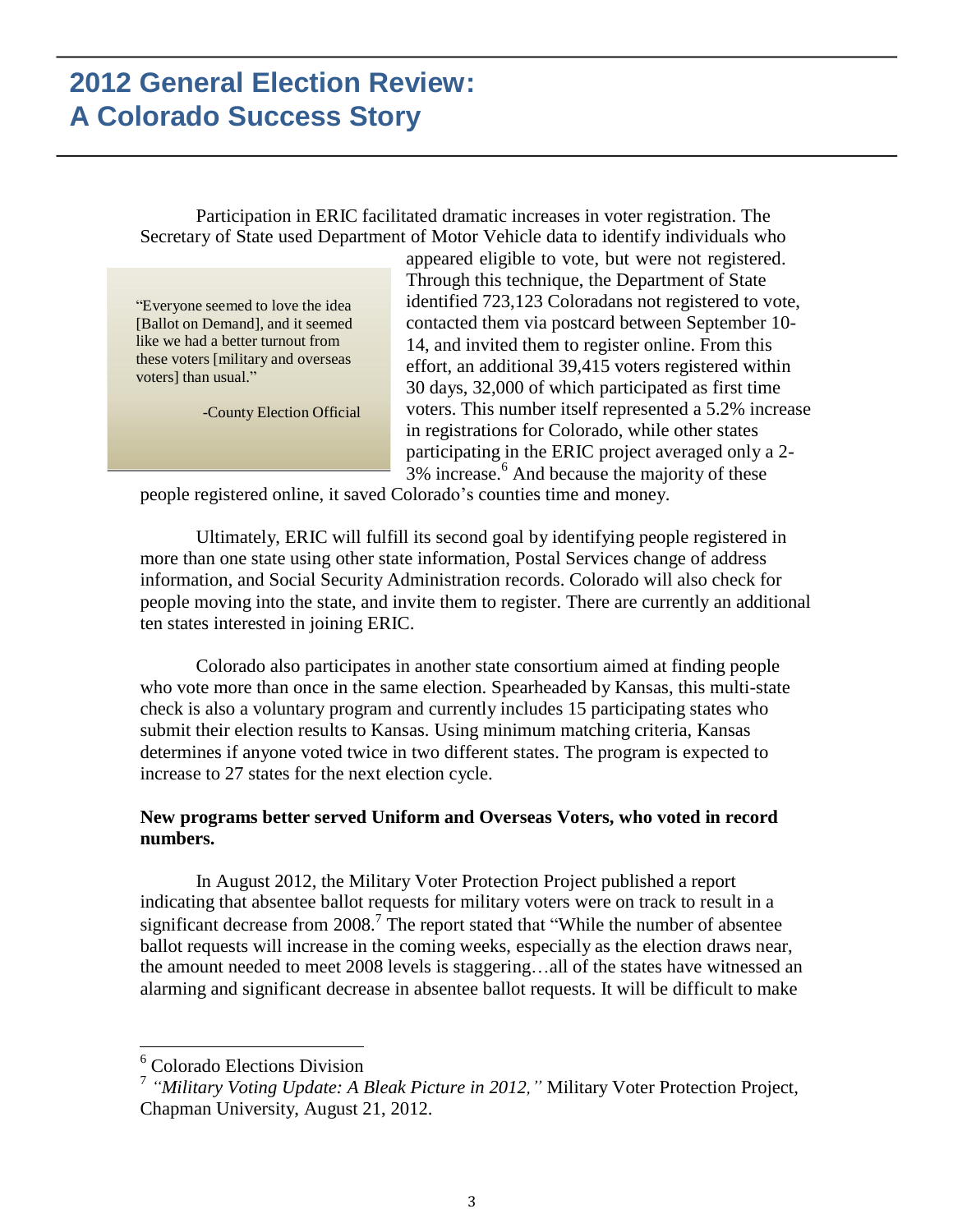# 2012 General Election Review: A Colorado Success Story

Participation in ERIC facilitated dramatic increases in voter registration. The Secretary of State used Department of Motor Vehicle data to identify individuals who appeared eligible to vote, but were not registered. Through this technique, the Department of State identified 723,123 Coloradans not registered to vote, contacted them via postcard between September 10-14, and invited them to register online. From this effort, an additional 39,415 voters registered within 30 days, 32,000 of which participated as first time voters. This number itself represented a 5.2% increase in registrations for Colorado, while other states participating in the ERIC project averaged only a 2-3% increase.[6] And because the majority of these people registered online, it saved Colorado's counties time and money.

> "Everyone seemed to love the idea [Ballot on Demand], and it seemed like we had a better turnout from these voters [military and overseas voters] than usual."
>
> -County Election Official

Ultimately, ERIC will fulfill its second goal by identifying people registered in more than one state using other state information, Postal Services change of address information, and Social Security Administration records. Colorado will also check for people moving into the state, and invite them to register. There are currently an additional ten states interested in joining ERIC.

Colorado also participates in another state consortium aimed at finding people who vote more than once in the same election. Spearheaded by Kansas, this multi-state check is also a voluntary program and currently includes 15 participating states who submit their election results to Kansas. Using minimum matching criteria, Kansas determines if anyone voted twice in two different states. The program is expected to increase to 27 states for the next election cycle.

**New programs better served Uniform and Overseas Voters, who voted in record numbers.**

In August 2012, the Military Voter Protection Project published a report indicating that absentee ballot requests for military voters were on track to result in a significant decrease from 2008.[7] The report stated that "While the number of absentee ballot requests will increase in the coming weeks, especially as the election draws near, the amount needed to meet 2008 levels is staggering…all of the states have witnessed an alarming and significant decrease in absentee ballot requests. It will be difficult to make

---

[6] Colorado Elections Division

[7] *"Military Voting Update: A Bleak Picture in 2012,"* Military Voter Protection Project, Chapman University, August 21, 2012.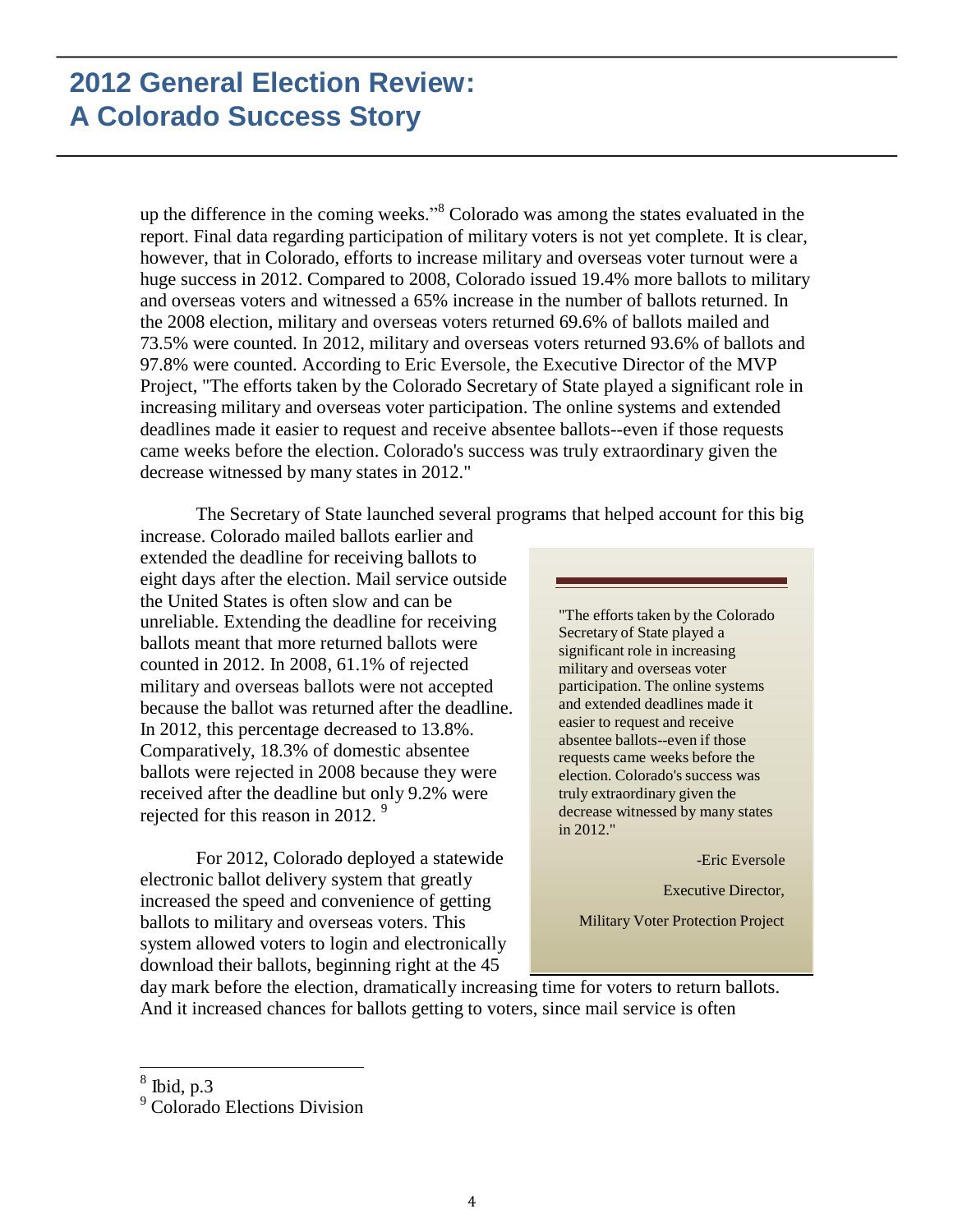up the difference in the coming weeks."[8] Colorado was among the states evaluated in the report. Final data regarding participation of military voters is not yet complete. It is clear, however, that in Colorado, efforts to increase military and overseas voter turnout were a huge success in 2012. Compared to 2008, Colorado issued 19.4% more ballots to military and overseas voters and witnessed a 65% increase in the number of ballots returned. In the 2008 election, military and overseas voters returned 69.6% of ballots mailed and 73.5% were counted. In 2012, military and overseas voters returned 93.6% of ballots and 97.8% were counted. According to Eric Eversole, the Executive Director of the MVP Project, "The efforts taken by the Colorado Secretary of State played a significant role in increasing military and overseas voter participation. The online systems and extended deadlines made it easier to request and receive absentee ballots--even if those requests came weeks before the election. Colorado's success was truly extraordinary given the decrease witnessed by many states in 2012."

The Secretary of State launched several programs that helped account for this big increase. Colorado mailed ballots earlier and extended the deadline for receiving ballots to eight days after the election. Mail service outside the United States is often slow and can be unreliable. Extending the deadline for receiving ballots meant that more returned ballots were counted in 2012. In 2008, 61.1% of rejected military and overseas ballots were not accepted because the ballot was returned after the deadline. In 2012, this percentage decreased to 13.8%. Comparatively, 18.3% of domestic absentee ballots were rejected in 2008 because they were received after the deadline but only 9.2% were rejected for this reason in 2012. [9]

> "The efforts taken by the Colorado Secretary of State played a significant role in increasing military and overseas voter participation. The online systems and extended deadlines made it easier to request and receive absentee ballots--even if those requests came weeks before the election. Colorado's success was truly extraordinary given the decrease witnessed by many states in 2012."
>
> -Eric Eversole
>
> Executive Director,
>
> Military Voter Protection Project

For 2012, Colorado deployed a statewide electronic ballot delivery system that greatly increased the speed and convenience of getting ballots to military and overseas voters. This system allowed voters to login and electronically download their ballots, beginning right at the 45 day mark before the election, dramatically increasing time for voters to return ballots. And it increased chances for ballots getting to voters, since mail service is often

---

[8] Ibid, p.3

[9] Colorado Elections Division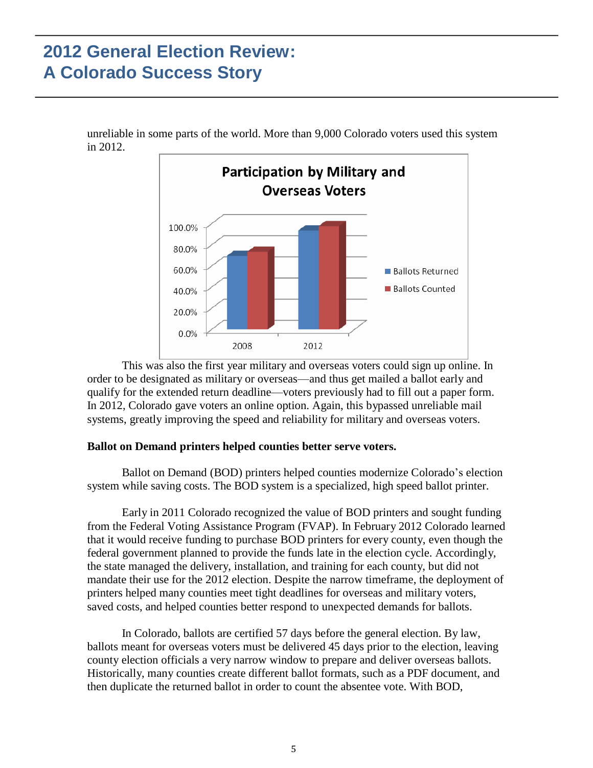unreliable in some parts of the world. More than 9,000 Colorado voters used this system in 2012.

This was also the first year military and overseas voters could sign up online. In order to be designated as military or overseas—and thus get mailed a ballot early and qualify for the extended return deadline—voters previously had to fill out a paper form. In 2012, Colorado gave voters an online option. Again, this bypassed unreliable mail systems, greatly improving the speed and reliability for military and overseas voters.

**Ballot on Demand printers helped counties better serve voters.**

Ballot on Demand (BOD) printers helped counties modernize Colorado's election system while saving costs. The BOD system is a specialized, high speed ballot printer.

Early in 2011 Colorado recognized the value of BOD printers and sought funding from the Federal Voting Assistance Program (FVAP). In February 2012 Colorado learned that it would receive funding to purchase BOD printers for every county, even though the federal government planned to provide the funds late in the election cycle. Accordingly, the state managed the delivery, installation, and training for each county, but did not mandate their use for the 2012 election. Despite the narrow timeframe, the deployment of printers helped many counties meet tight deadlines for overseas and military voters, saved costs, and helped counties better respond to unexpected demands for ballots.

In Colorado, ballots are certified 57 days before the general election. By law, ballots meant for overseas voters must be delivered 45 days prior to the election, leaving county election officials a very narrow window to prepare and deliver overseas ballots. Historically, many counties create different ballot formats, such as a PDF document, and then duplicate the returned ballot in order to count the absentee vote. With BOD,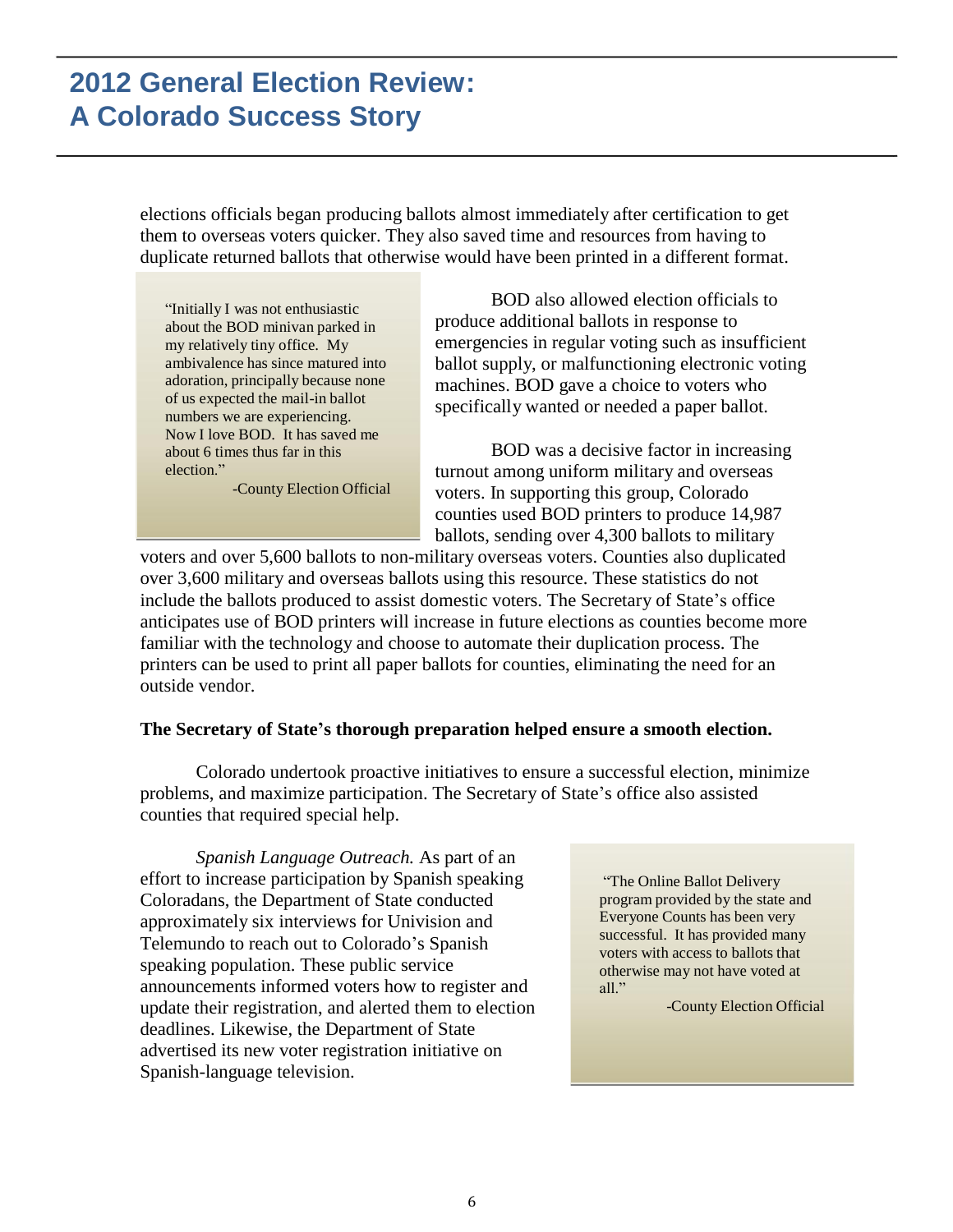elections officials began producing ballots almost immediately after certification to get them to overseas voters quicker. They also saved time and resources from having to duplicate returned ballots that otherwise would have been printed in a different format.

> "Initially I was not enthusiastic about the BOD minivan parked in my relatively tiny office. My ambivalence has since matured into adoration, principally because none of us expected the mail-in ballot numbers we are experiencing. Now I love BOD. It has saved me about 6 times thus far in this election."
>
> -County Election Official

BOD also allowed election officials to produce additional ballots in response to emergencies in regular voting such as insufficient ballot supply, or malfunctioning electronic voting machines. BOD gave a choice to voters who specifically wanted or needed a paper ballot.

BOD was a decisive factor in increasing turnout among uniform military and overseas voters. In supporting this group, Colorado counties used BOD printers to produce 14,987 ballots, sending over 4,300 ballots to military voters and over 5,600 ballots to non-military overseas voters. Counties also duplicated over 3,600 military and overseas ballots using this resource. These statistics do not include the ballots produced to assist domestic voters. The Secretary of State's office anticipates use of BOD printers will increase in future elections as counties become more familiar with the technology and choose to automate their duplication process. The printers can be used to print all paper ballots for counties, eliminating the need for an outside vendor.

**The Secretary of State's thorough preparation helped ensure a smooth election.**

Colorado undertook proactive initiatives to ensure a successful election, minimize problems, and maximize participation. The Secretary of State's office also assisted counties that required special help.

*Spanish Language Outreach.* As part of an effort to increase participation by Spanish speaking Coloradans, the Department of State conducted approximately six interviews for Univision and Telemundo to reach out to Colorado's Spanish speaking population. These public service announcements informed voters how to register and update their registration, and alerted them to election deadlines. Likewise, the Department of State advertised its new voter registration initiative on Spanish-language television.

> "The Online Ballot Delivery program provided by the state and Everyone Counts has been very successful. It has provided many voters with access to ballots that otherwise may not have voted at all."
>
> -County Election Official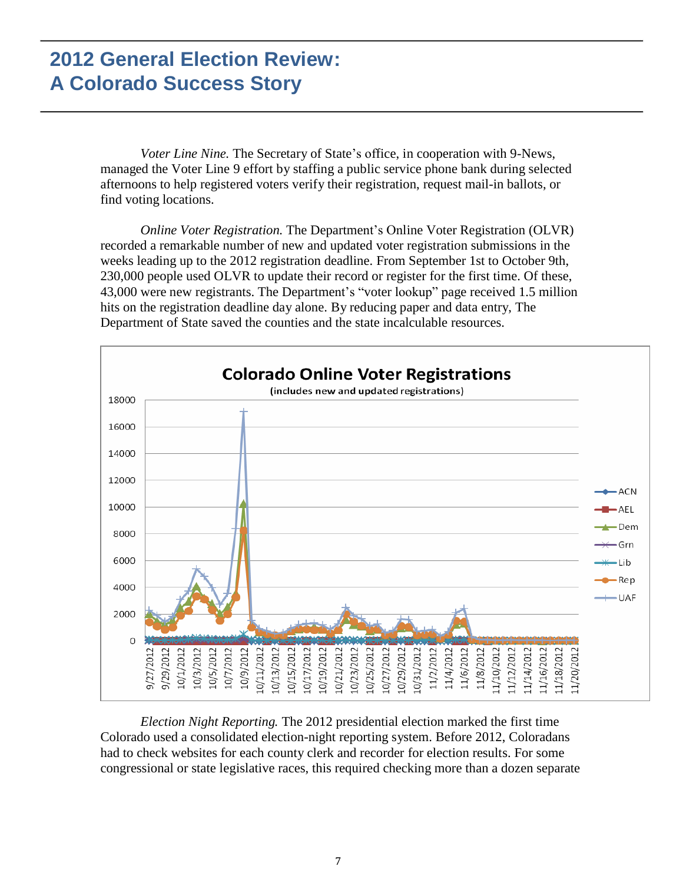# 2012 General Election Review: A Colorado Success Story

*Voter Line Nine.* The Secretary of State's office, in cooperation with 9-News, managed the Voter Line 9 effort by staffing a public service phone bank during selected afternoons to help registered voters verify their registration, request mail-in ballots, or find voting locations.

*Online Voter Registration.* The Department's Online Voter Registration (OLVR) recorded a remarkable number of new and updated voter registration submissions in the weeks leading up to the 2012 registration deadline. From September 1st to October 9th, 230,000 people used OLVR to update their record or register for the first time. Of these, 43,000 were new registrants. The Department's "voter lookup" page received 1.5 million hits on the registration deadline day alone. By reducing paper and data entry, The Department of State saved the counties and the state incalculable resources.

*Election Night Reporting.* The 2012 presidential election marked the first time Colorado used a consolidated election-night reporting system. Before 2012, Coloradans had to check websites for each county clerk and recorder for election results. For some congressional or state legislative races, this required checking more than a dozen separate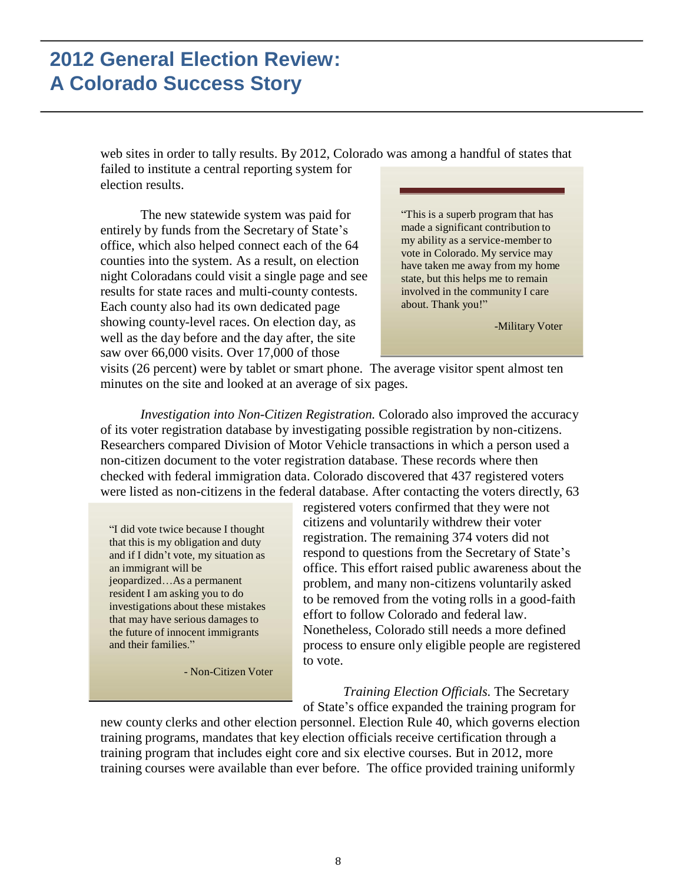web sites in order to tally results. By 2012, Colorado was among a handful of states that failed to institute a central reporting system for election results.

The new statewide system was paid for entirely by funds from the Secretary of State's office, which also helped connect each of the 64 counties into the system. As a result, on election night Coloradans could visit a single page and see results for state races and multi-county contests. Each county also had its own dedicated page showing county-level races. On election day, as well as the day before and the day after, the site saw over 66,000 visits. Over 17,000 of those visits (26 percent) were by tablet or smart phone. The average visitor spent almost ten minutes on the site and looked at an average of six pages.

> "This is a superb program that has made a significant contribution to my ability as a service-member to vote in Colorado. My service may have taken me away from my home state, but this helps me to remain involved in the community I care about. Thank you!"
>
> -Military Voter

*Investigation into Non-Citizen Registration.* Colorado also improved the accuracy of its voter registration database by investigating possible registration by non-citizens. Researchers compared Division of Motor Vehicle transactions in which a person used a non-citizen document to the voter registration database. These records where then checked with federal immigration data. Colorado discovered that 437 registered voters were listed as non-citizens in the federal database. After contacting the voters directly, 63 registered voters confirmed that they were not citizens and voluntarily withdrew their voter registration. The remaining 374 voters did not respond to questions from the Secretary of State's office. This effort raised public awareness about the problem, and many non-citizens voluntarily asked to be removed from the voting rolls in a good-faith effort to follow Colorado and federal law. Nonetheless, Colorado still needs a more defined process to ensure only eligible people are registered to vote.

> "I did vote twice because I thought that this is my obligation and duty and if I didn't vote, my situation as an immigrant will be jeopardized…As a permanent resident I am asking you to do investigations about these mistakes that may have serious damages to the future of innocent immigrants and their families."
>
> - Non-Citizen Voter

*Training Election Officials.* The Secretary of State's office expanded the training program for new county clerks and other election personnel. Election Rule 40, which governs election training programs, mandates that key election officials receive certification through a training program that includes eight core and six elective courses. But in 2012, more training courses were available than ever before. The office provided training uniformly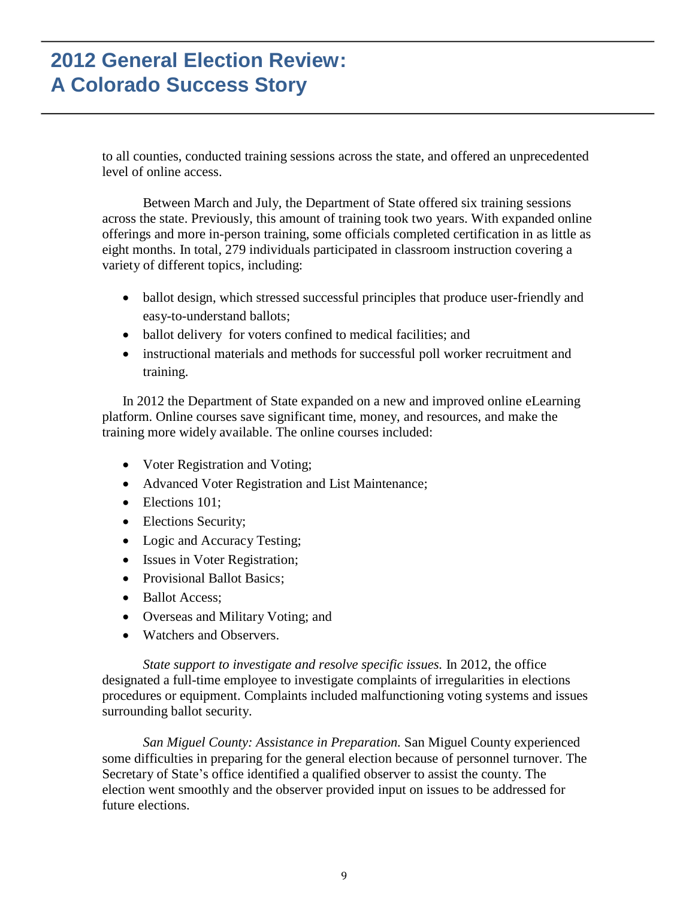to all counties, conducted training sessions across the state, and offered an unprecedented level of online access.

Between March and July, the Department of State offered six training sessions across the state. Previously, this amount of training took two years. With expanded online offerings and more in-person training, some officials completed certification in as little as eight months. In total, 279 individuals participated in classroom instruction covering a variety of different topics, including:

- ballot design, which stressed successful principles that produce user-friendly and easy-to-understand ballots;
- ballot delivery for voters confined to medical facilities; and
- instructional materials and methods for successful poll worker recruitment and training.

In 2012 the Department of State expanded on a new and improved online eLearning platform. Online courses save significant time, money, and resources, and make the training more widely available. The online courses included:

- Voter Registration and Voting;
- Advanced Voter Registration and List Maintenance;
- Elections 101;
- Elections Security;
- Logic and Accuracy Testing;
- Issues in Voter Registration;
- Provisional Ballot Basics;
- Ballot Access;
- Overseas and Military Voting; and
- Watchers and Observers.

*State support to investigate and resolve specific issues.* In 2012, the office designated a full-time employee to investigate complaints of irregularities in elections procedures or equipment. Complaints included malfunctioning voting systems and issues surrounding ballot security.

*San Miguel County: Assistance in Preparation.* San Miguel County experienced some difficulties in preparing for the general election because of personnel turnover. The Secretary of State's office identified a qualified observer to assist the county. The election went smoothly and the observer provided input on issues to be addressed for future elections.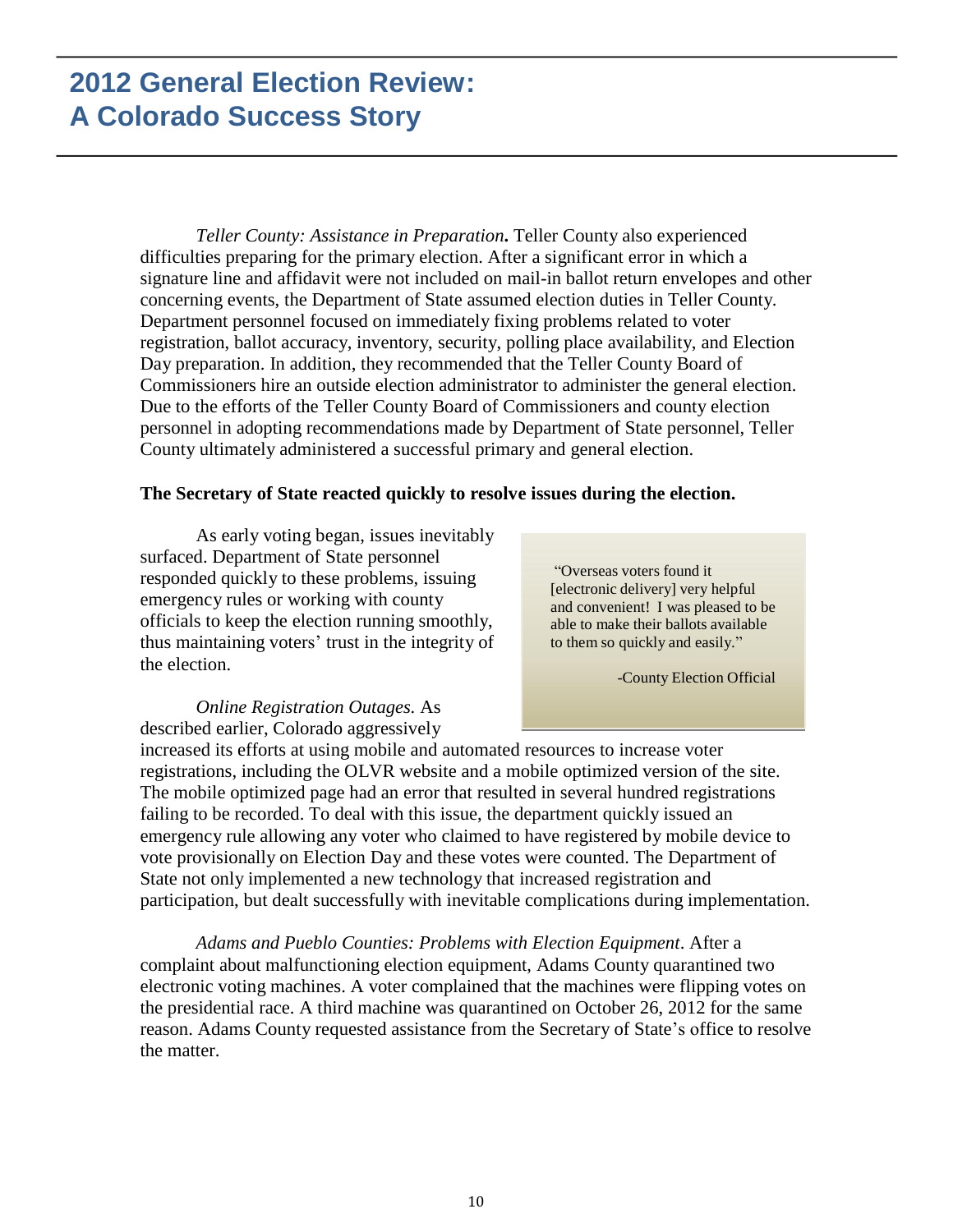*Teller County: Assistance in Preparation***.** Teller County also experienced difficulties preparing for the primary election. After a significant error in which a signature line and affidavit were not included on mail-in ballot return envelopes and other concerning events, the Department of State assumed election duties in Teller County. Department personnel focused on immediately fixing problems related to voter registration, ballot accuracy, inventory, security, polling place availability, and Election Day preparation. In addition, they recommended that the Teller County Board of Commissioners hire an outside election administrator to administer the general election. Due to the efforts of the Teller County Board of Commissioners and county election personnel in adopting recommendations made by Department of State personnel, Teller County ultimately administered a successful primary and general election.

**The Secretary of State reacted quickly to resolve issues during the election.**

As early voting began, issues inevitably surfaced. Department of State personnel responded quickly to these problems, issuing emergency rules or working with county officials to keep the election running smoothly, thus maintaining voters' trust in the integrity of the election.

> "Overseas voters found it [electronic delivery] very helpful and convenient! I was pleased to be able to make their ballots available to them so quickly and easily."
>
> -County Election Official

*Online Registration Outages.* As described earlier, Colorado aggressively increased its efforts at using mobile and automated resources to increase voter registrations, including the OLVR website and a mobile optimized version of the site. The mobile optimized page had an error that resulted in several hundred registrations failing to be recorded. To deal with this issue, the department quickly issued an emergency rule allowing any voter who claimed to have registered by mobile device to vote provisionally on Election Day and these votes were counted. The Department of State not only implemented a new technology that increased registration and participation, but dealt successfully with inevitable complications during implementation.

*Adams and Pueblo Counties: Problems with Election Equipment*. After a complaint about malfunctioning election equipment, Adams County quarantined two electronic voting machines. A voter complained that the machines were flipping votes on the presidential race. A third machine was quarantined on October 26, 2012 for the same reason. Adams County requested assistance from the Secretary of State's office to resolve the matter.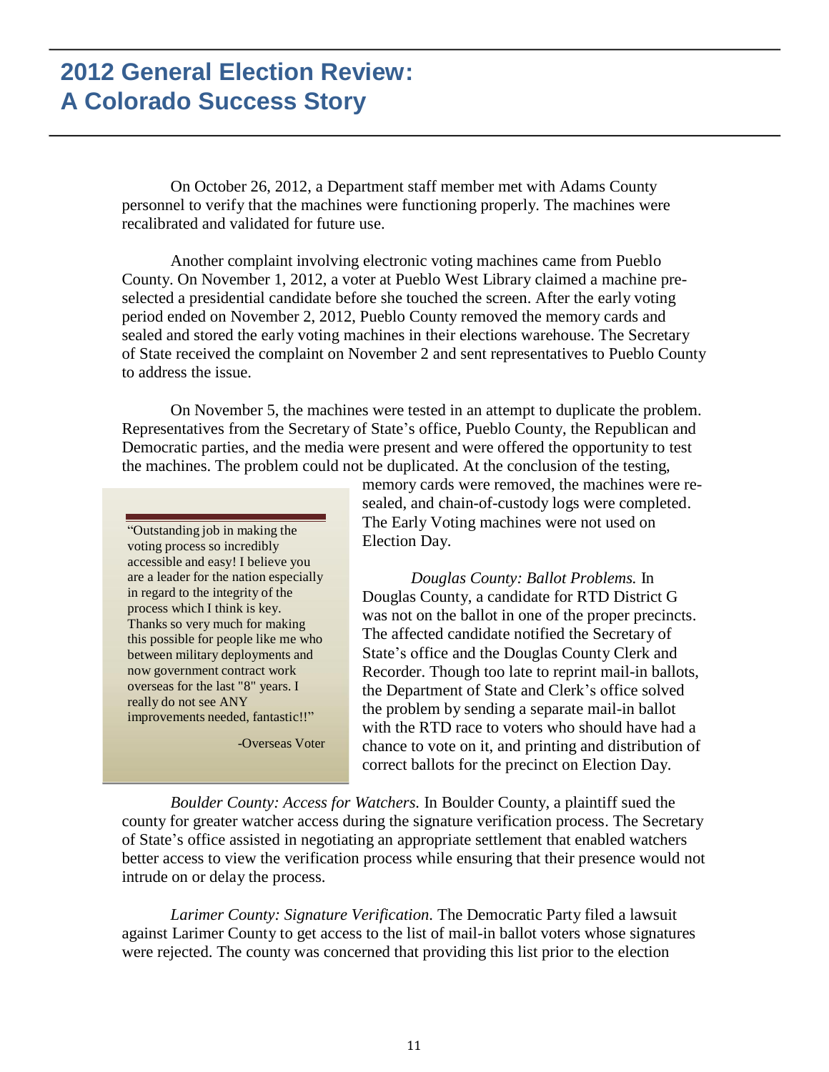# 2012 General Election Review: A Colorado Success Story

On October 26, 2012, a Department staff member met with Adams County personnel to verify that the machines were functioning properly. The machines were recalibrated and validated for future use.

Another complaint involving electronic voting machines came from Pueblo County. On November 1, 2012, a voter at Pueblo West Library claimed a machine pre-selected a presidential candidate before she touched the screen. After the early voting period ended on November 2, 2012, Pueblo County removed the memory cards and sealed and stored the early voting machines in their elections warehouse. The Secretary of State received the complaint on November 2 and sent representatives to Pueblo County to address the issue.

On November 5, the machines were tested in an attempt to duplicate the problem. Representatives from the Secretary of State's office, Pueblo County, the Republican and Democratic parties, and the media were present and were offered the opportunity to test the machines. The problem could not be duplicated. At the conclusion of the testing, memory cards were removed, the machines were re-sealed, and chain-of-custody logs were completed. The Early Voting machines were not used on Election Day.

> "Outstanding job in making the voting process so incredibly accessible and easy! I believe you are a leader for the nation especially in regard to the integrity of the process which I think is key. Thanks so very much for making this possible for people like me who between military deployments and now government contract work overseas for the last "8" years. I really do not see ANY improvements needed, fantastic!!"
>
> -Overseas Voter

*Douglas County: Ballot Problems.* In Douglas County, a candidate for RTD District G was not on the ballot in one of the proper precincts. The affected candidate notified the Secretary of State's office and the Douglas County Clerk and Recorder. Though too late to reprint mail-in ballots, the Department of State and Clerk's office solved the problem by sending a separate mail-in ballot with the RTD race to voters who should have had a chance to vote on it, and printing and distribution of correct ballots for the precinct on Election Day.

*Boulder County: Access for Watchers.* In Boulder County, a plaintiff sued the county for greater watcher access during the signature verification process. The Secretary of State's office assisted in negotiating an appropriate settlement that enabled watchers better access to view the verification process while ensuring that their presence would not intrude on or delay the process.

*Larimer County: Signature Verification.* The Democratic Party filed a lawsuit against Larimer County to get access to the list of mail-in ballot voters whose signatures were rejected. The county was concerned that providing this list prior to the election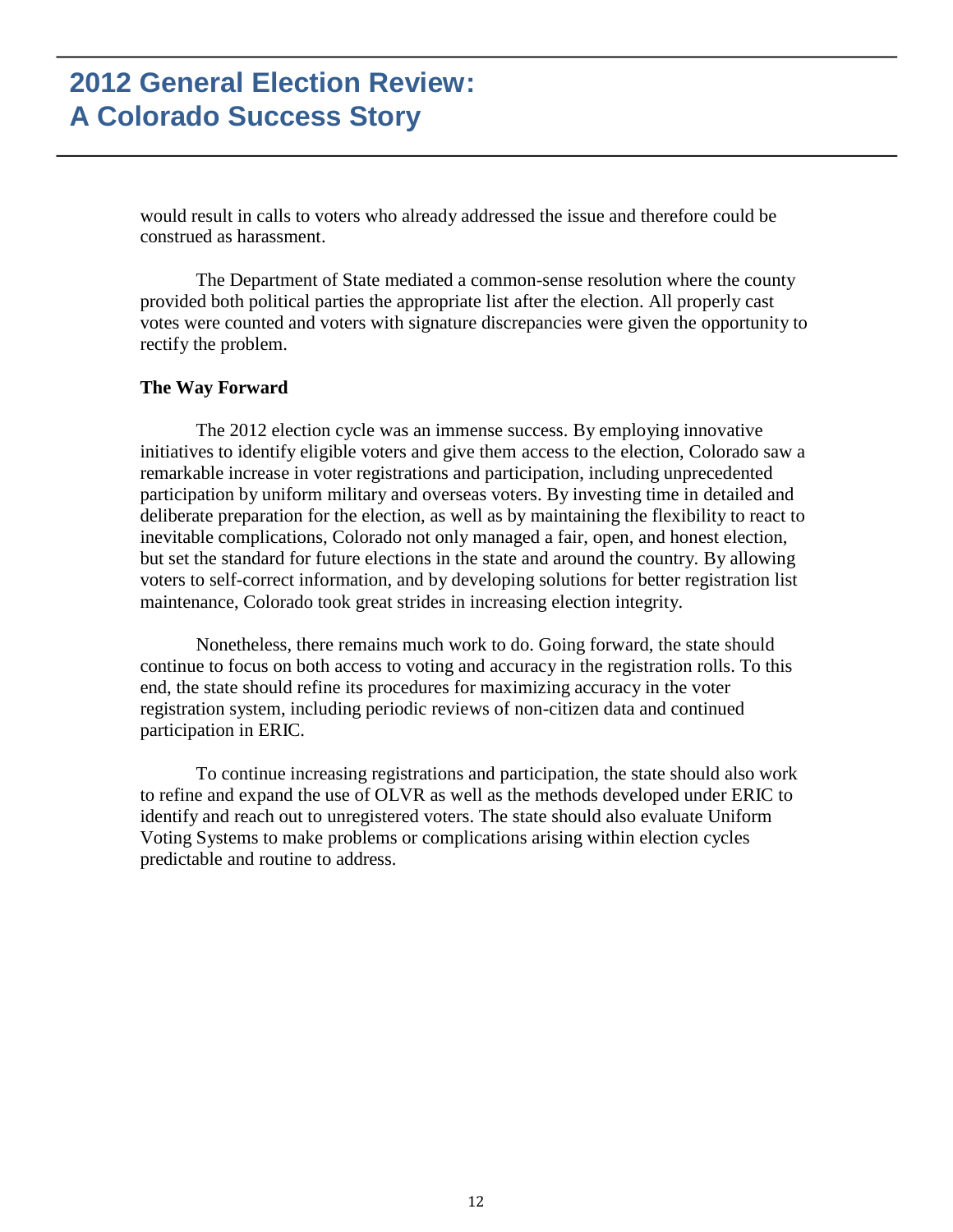would result in calls to voters who already addressed the issue and therefore could be construed as harassment.

The Department of State mediated a common-sense resolution where the county provided both political parties the appropriate list after the election. All properly cast votes were counted and voters with signature discrepancies were given the opportunity to rectify the problem.

**The Way Forward**

The 2012 election cycle was an immense success. By employing innovative initiatives to identify eligible voters and give them access to the election, Colorado saw a remarkable increase in voter registrations and participation, including unprecedented participation by uniform military and overseas voters. By investing time in detailed and deliberate preparation for the election, as well as by maintaining the flexibility to react to inevitable complications, Colorado not only managed a fair, open, and honest election, but set the standard for future elections in the state and around the country. By allowing voters to self-correct information, and by developing solutions for better registration list maintenance, Colorado took great strides in increasing election integrity.

Nonetheless, there remains much work to do. Going forward, the state should continue to focus on both access to voting and accuracy in the registration rolls. To this end, the state should refine its procedures for maximizing accuracy in the voter registration system, including periodic reviews of non-citizen data and continued participation in ERIC.

To continue increasing registrations and participation, the state should also work to refine and expand the use of OLVR as well as the methods developed under ERIC to identify and reach out to unregistered voters. The state should also evaluate Uniform Voting Systems to make problems or complications arising within election cycles predictable and routine to address.